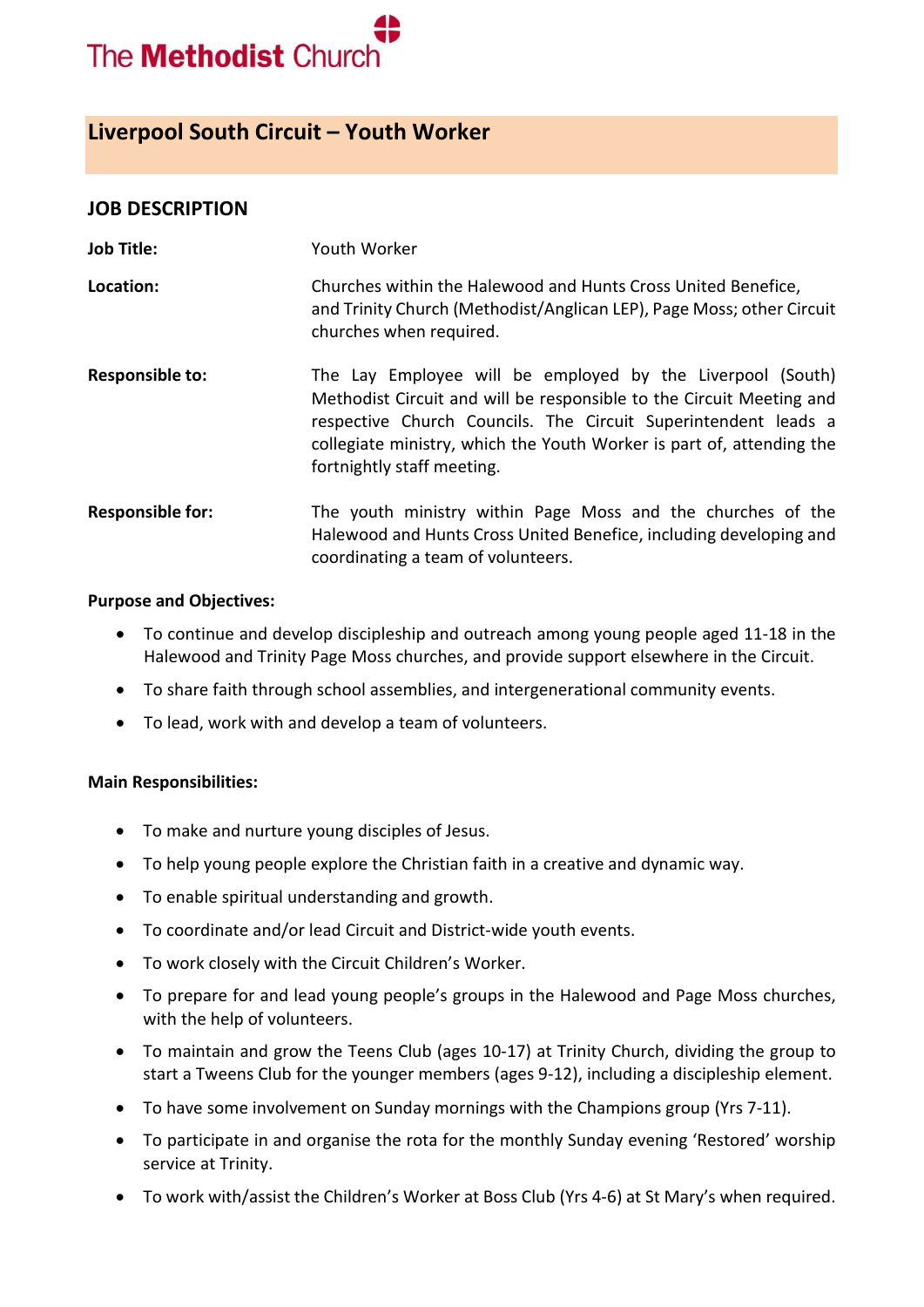The Methodist Church

# Liverpool South Circuit – Youth Worker

## JOB DESCRIPTION

| | |
|---|---|
| **Job Title:** | Youth Worker |
| **Location:** | Churches within the Halewood and Hunts Cross United Benefice, and Trinity Church (Methodist/Anglican LEP), Page Moss; other Circuit churches when required. |
| **Responsible to:** | The Lay Employee will be employed by the Liverpool (South) Methodist Circuit and will be responsible to the Circuit Meeting and respective Church Councils. The Circuit Superintendent leads a collegiate ministry, which the Youth Worker is part of, attending the fortnightly staff meeting. |
| **Responsible for:** | The youth ministry within Page Moss and the churches of the Halewood and Hunts Cross United Benefice, including developing and coordinating a team of volunteers. |

**Purpose and Objectives:**

- To continue and develop discipleship and outreach among young people aged 11-18 in the Halewood and Trinity Page Moss churches, and provide support elsewhere in the Circuit.
- To share faith through school assemblies, and intergenerational community events.
- To lead, work with and develop a team of volunteers.

**Main Responsibilities:**

- To make and nurture young disciples of Jesus.
- To help young people explore the Christian faith in a creative and dynamic way.
- To enable spiritual understanding and growth.
- To coordinate and/or lead Circuit and District-wide youth events.
- To work closely with the Circuit Children's Worker.
- To prepare for and lead young people's groups in the Halewood and Page Moss churches, with the help of volunteers.
- To maintain and grow the Teens Club (ages 10-17) at Trinity Church, dividing the group to start a Tweens Club for the younger members (ages 9-12), including a discipleship element.
- To have some involvement on Sunday mornings with the Champions group (Yrs 7-11).
- To participate in and organise the rota for the monthly Sunday evening 'Restored' worship service at Trinity.
- To work with/assist the Children's Worker at Boss Club (Yrs 4-6) at St Mary's when required.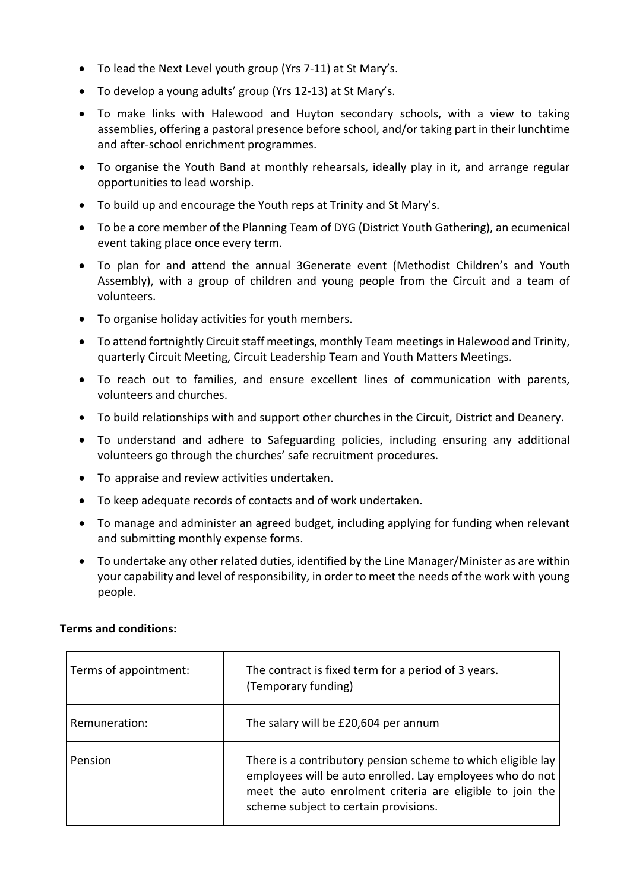- To lead the Next Level youth group (Yrs 7-11) at St Mary's.
- To develop a young adults' group (Yrs 12-13) at St Mary's.
- To make links with Halewood and Huyton secondary schools, with a view to taking assemblies, offering a pastoral presence before school, and/or taking part in their lunchtime and after-school enrichment programmes.
- To organise the Youth Band at monthly rehearsals, ideally play in it, and arrange regular opportunities to lead worship.
- To build up and encourage the Youth reps at Trinity and St Mary's.
- To be a core member of the Planning Team of DYG (District Youth Gathering), an ecumenical event taking place once every term.
- To plan for and attend the annual 3Generate event (Methodist Children's and Youth Assembly), with a group of children and young people from the Circuit and a team of volunteers.
- To organise holiday activities for youth members.
- To attend fortnightly Circuit staff meetings, monthly Team meetings in Halewood and Trinity, quarterly Circuit Meeting, Circuit Leadership Team and Youth Matters Meetings.
- To reach out to families, and ensure excellent lines of communication with parents, volunteers and churches.
- To build relationships with and support other churches in the Circuit, District and Deanery.
- To understand and adhere to Safeguarding policies, including ensuring any additional volunteers go through the churches' safe recruitment procedures.
- To appraise and review activities undertaken.
- To keep adequate records of contacts and of work undertaken.
- To manage and administer an agreed budget, including applying for funding when relevant and submitting monthly expense forms.
- To undertake any other related duties, identified by the Line Manager/Minister as are within your capability and level of responsibility, in order to meet the needs of the work with young people.

**Terms and conditions:**

| | |
|---|---|
| Terms of appointment: | The contract is fixed term for a period of 3 years. (Temporary funding) |
| Remuneration: | The salary will be £20,604 per annum |
| Pension | There is a contributory pension scheme to which eligible lay employees will be auto enrolled. Lay employees who do not meet the auto enrolment criteria are eligible to join the scheme subject to certain provisions. |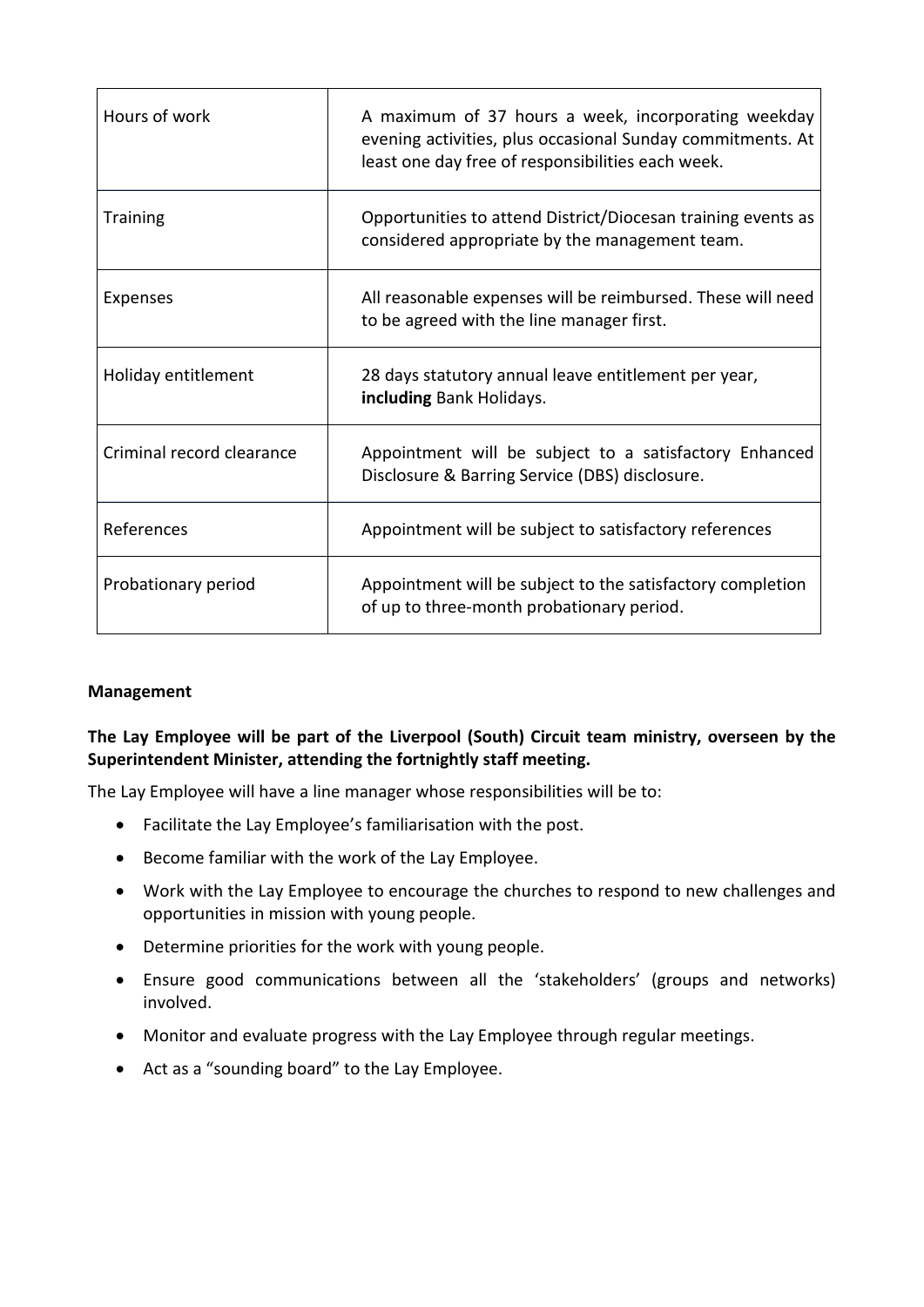| | |
|---|---|
| Hours of work | A maximum of 37 hours a week, incorporating weekday evening activities, plus occasional Sunday commitments. At least one day free of responsibilities each week. |
| Training | Opportunities to attend District/Diocesan training events as considered appropriate by the management team. |
| Expenses | All reasonable expenses will be reimbursed. These will need to be agreed with the line manager first. |
| Holiday entitlement | 28 days statutory annual leave entitlement per year, **including** Bank Holidays. |
| Criminal record clearance | Appointment will be subject to a satisfactory Enhanced Disclosure & Barring Service (DBS) disclosure. |
| References | Appointment will be subject to satisfactory references |
| Probationary period | Appointment will be subject to the satisfactory completion of up to three-month probationary period. |

**Management**

**The Lay Employee will be part of the Liverpool (South) Circuit team ministry, overseen by the Superintendent Minister, attending the fortnightly staff meeting.**

The Lay Employee will have a line manager whose responsibilities will be to:

- Facilitate the Lay Employee's familiarisation with the post.
- Become familiar with the work of the Lay Employee.
- Work with the Lay Employee to encourage the churches to respond to new challenges and opportunities in mission with young people.
- Determine priorities for the work with young people.
- Ensure good communications between all the 'stakeholders' (groups and networks) involved.
- Monitor and evaluate progress with the Lay Employee through regular meetings.
- Act as a "sounding board" to the Lay Employee.